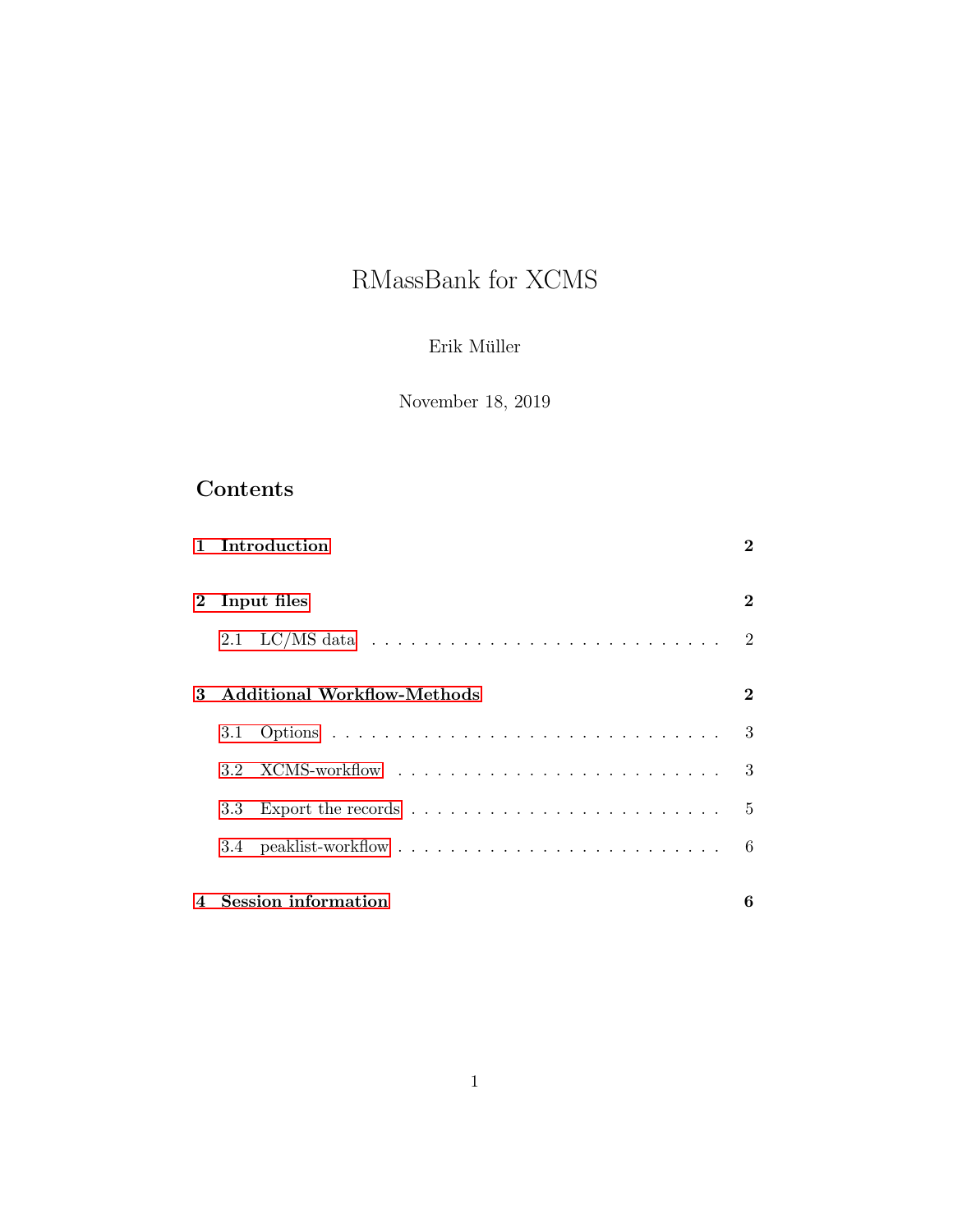# RMassBank for XCMS

Erik Müller

November 18, 2019

## Contents

1 Introduction 2

2 Input files 2

- 2.1 LC/MS data 2

3 Additional Workflow-Methods 2

- 3.1 Options 3
- 3.2 XCMS-workflow 3
- 3.3 Export the records 5
- 3.4 peaklist-workflow 6

4 Session information 6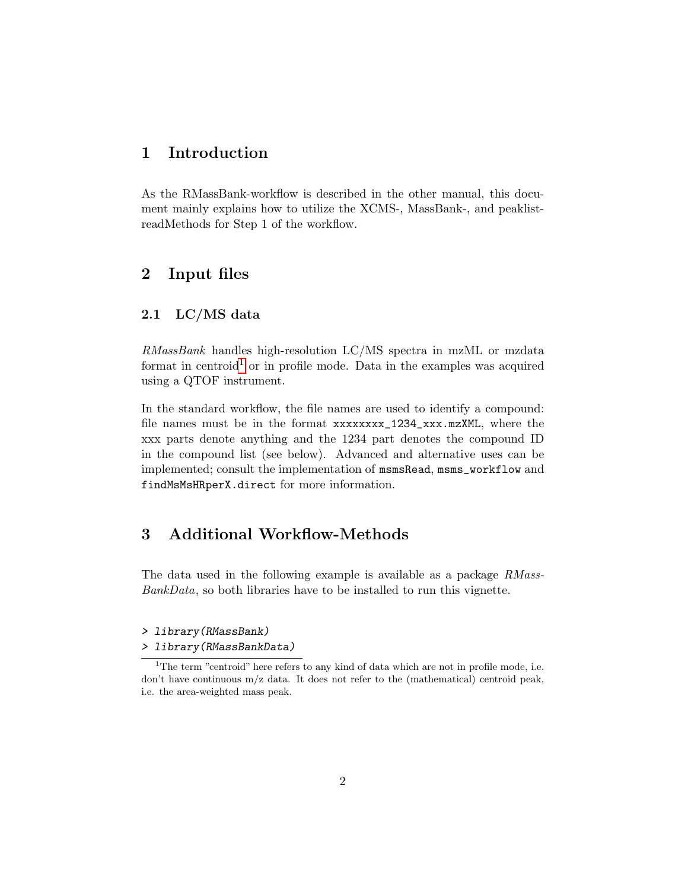# 1 Introduction

As the RMassBank-workflow is described in the other manual, this document mainly explains how to utilize the XCMS-, MassBank-, and peaklist-readMethods for Step 1 of the workflow.

# 2 Input files

## 2.1 LC/MS data

*RMassBank* handles high-resolution LC/MS spectra in mzML or mzdata format in centroid[1] or in profile mode. Data in the examples was acquired using a QTOF instrument.

In the standard workflow, the file names are used to identify a compound: file names must be in the format `xxxxxxxx_1234_xxx.mzXML`, where the xxx parts denote anything and the 1234 part denotes the compound ID in the compound list (see below). Advanced and alternative uses can be implemented; consult the implementation of `msmsRead`, `msms_workflow` and `findMsMsHRperX.direct` for more information.

# 3 Additional Workflow-Methods

The data used in the following example is available as a package *RMassBankData*, so both libraries have to be installed to run this vignette.

```
> library(RMassBank)
> library(RMassBankData)
```

[1] The term "centroid" here refers to any kind of data which are not in profile mode, i.e. don't have continuous m/z data. It does not refer to the (mathematical) centroid peak, i.e. the area-weighted mass peak.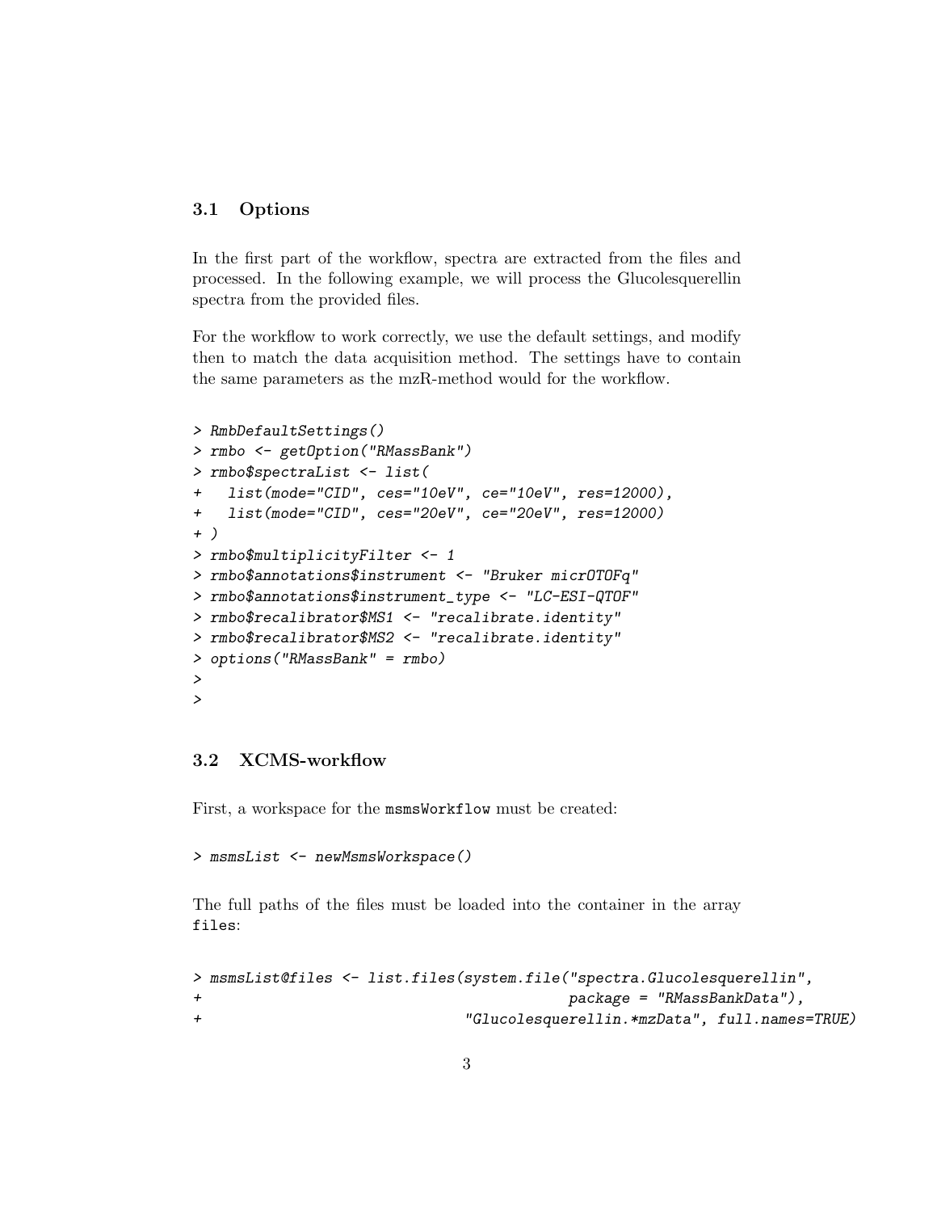## 3.1 Options

In the first part of the workflow, spectra are extracted from the files and processed. In the following example, we will process the Glucolesquerellin spectra from the provided files.

For the workflow to work correctly, we use the default settings, and modify then to match the data acquisition method. The settings have to contain the same parameters as the mzR-method would for the workflow.

```
> RmbDefaultSettings()
> rmbo <- getOption("RMassBank")
> rmbo$spectraList <- list(
+   list(mode="CID", ces="10eV", ce="10eV", res=12000),
+   list(mode="CID", ces="20eV", ce="20eV", res=12000)
+ )
> rmbo$multiplicityFilter <- 1
> rmbo$annotations$instrument <- "Bruker micrOTOFq"
> rmbo$annotations$instrument_type <- "LC-ESI-QTOF"
> rmbo$recalibrator$MS1 <- "recalibrate.identity"
> rmbo$recalibrator$MS2 <- "recalibrate.identity"
> options("RMassBank" = rmbo)
>
>
```

## 3.2 XCMS-workflow

First, a workspace for the `msmsWorkflow` must be created:

```
> msmsList <- newMsmsWorkspace()
```

The full paths of the files must be loaded into the container in the array `files`:

```
> msmsList@files <- list.files(system.file("spectra.Glucolesquerellin",
+                                          package = "RMassBankData"),
+                              "Glucolesquerellin.*mzData", full.names=TRUE)
```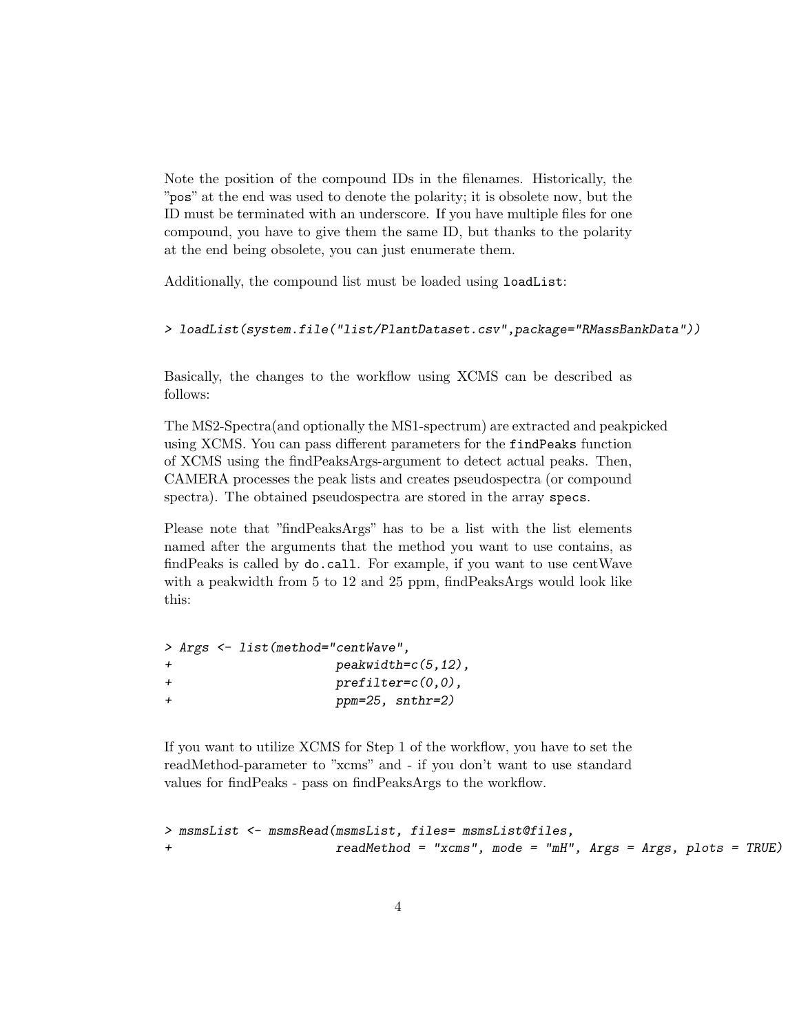Note the position of the compound IDs in the filenames. Historically, the "`pos`" at the end was used to denote the polarity; it is obsolete now, but the ID must be terminated with an underscore. If you have multiple files for one compound, you have to give them the same ID, but thanks to the polarity at the end being obsolete, you can just enumerate them.

Additionally, the compound list must be loaded using `loadList`:

```
> loadList(system.file("list/PlantDataset.csv",package="RMassBankData"))
```

Basically, the changes to the workflow using XCMS can be described as follows:

The MS2-Spectra(and optionally the MS1-spectrum) are extracted and peakpicked using XCMS. You can pass different parameters for the `findPeaks` function of XCMS using the findPeaksArgs-argument to detect actual peaks. Then, CAMERA processes the peak lists and creates pseudospectra (or compound spectra). The obtained pseudospectra are stored in the array `specs`.

Please note that "findPeaksArgs" has to be a list with the list elements named after the arguments that the method you want to use contains, as findPeaks is called by `do.call`. For example, if you want to use centWave with a peakwidth from 5 to 12 and 25 ppm, findPeaksArgs would look like this:

```
> Args <- list(method="centWave",
+                       peakwidth=c(5,12),
+                       prefilter=c(0,0),
+                       ppm=25, snthr=2)
```

If you want to utilize XCMS for Step 1 of the workflow, you have to set the readMethod-parameter to "xcms" and - if you don't want to use standard values for findPeaks - pass on findPeaksArgs to the workflow.

```
> msmsList <- msmsRead(msmsList, files= msmsList@files,
+                       readMethod = "xcms", mode = "mH", Args = Args, plots = TRUE)
```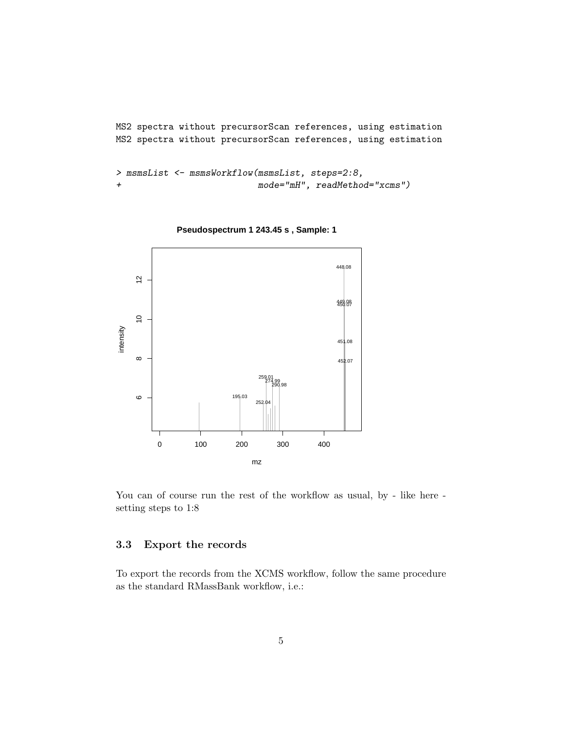```
MS2 spectra without precursorScan references, using estimation
MS2 spectra without precursorScan references, using estimation
```

```
> msmsList <- msmsWorkflow(msmsList, steps=2:8,
+                          mode="mH", readMethod="xcms")
```

Pseudospectrum 1 243.45 s , Sample: 1

intensity

mz

0
100
200
300
400

6
8
10
12

448.08
449.08
450.07
451.08
452.07
259.01
274.99
290.98
195.03
252.04

You can of course run the rest of the workflow as usual, by - like here - setting steps to 1:8

### 3.3 Export the records

To export the records from the XCMS workflow, follow the same procedure as the standard RMassBank workflow, i.e.: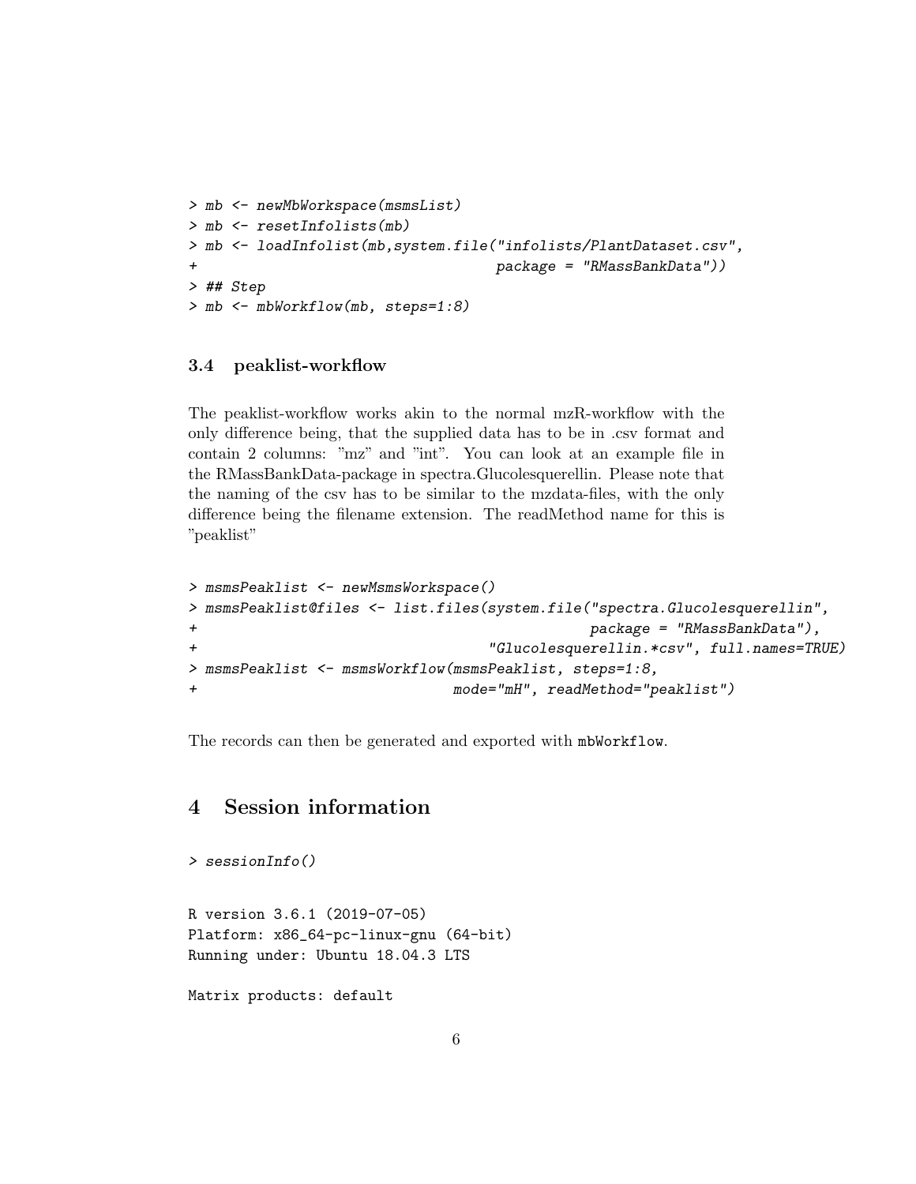```
> mb <- newMbWorkspace(msmsList)
> mb <- resetInfolists(mb)
> mb <- loadInfolist(mb,system.file("infolists/PlantDataset.csv",
+                                   package = "RMassBankData"))
> ## Step
> mb <- mbWorkflow(mb, steps=1:8)
```

### 3.4 peaklist-workflow

The peaklist-workflow works akin to the normal mzR-workflow with the only difference being, that the supplied data has to be in .csv format and contain 2 columns: "mz" and "int". You can look at an example file in the RMassBankData-package in spectra.Glucolesquerellin. Please note that the naming of the csv has to be similar to the mzdata-files, with the only difference being the filename extension. The readMethod name for this is "peaklist"

```
> msmsPeaklist <- newMsmsWorkspace()
> msmsPeaklist@files <- list.files(system.file("spectra.Glucolesquerellin",
+                                              package = "RMassBankData"),
+                                  "Glucolesquerellin.*csv", full.names=TRUE)
> msmsPeaklist <- msmsWorkflow(msmsPeaklist, steps=1:8,
+                              mode="mH", readMethod="peaklist")
```

The records can then be generated and exported with `mbWorkflow`.

## 4 Session information

```
> sessionInfo()
```

```
R version 3.6.1 (2019-07-05)
Platform: x86_64-pc-linux-gnu (64-bit)
Running under: Ubuntu 18.04.3 LTS

Matrix products: default
```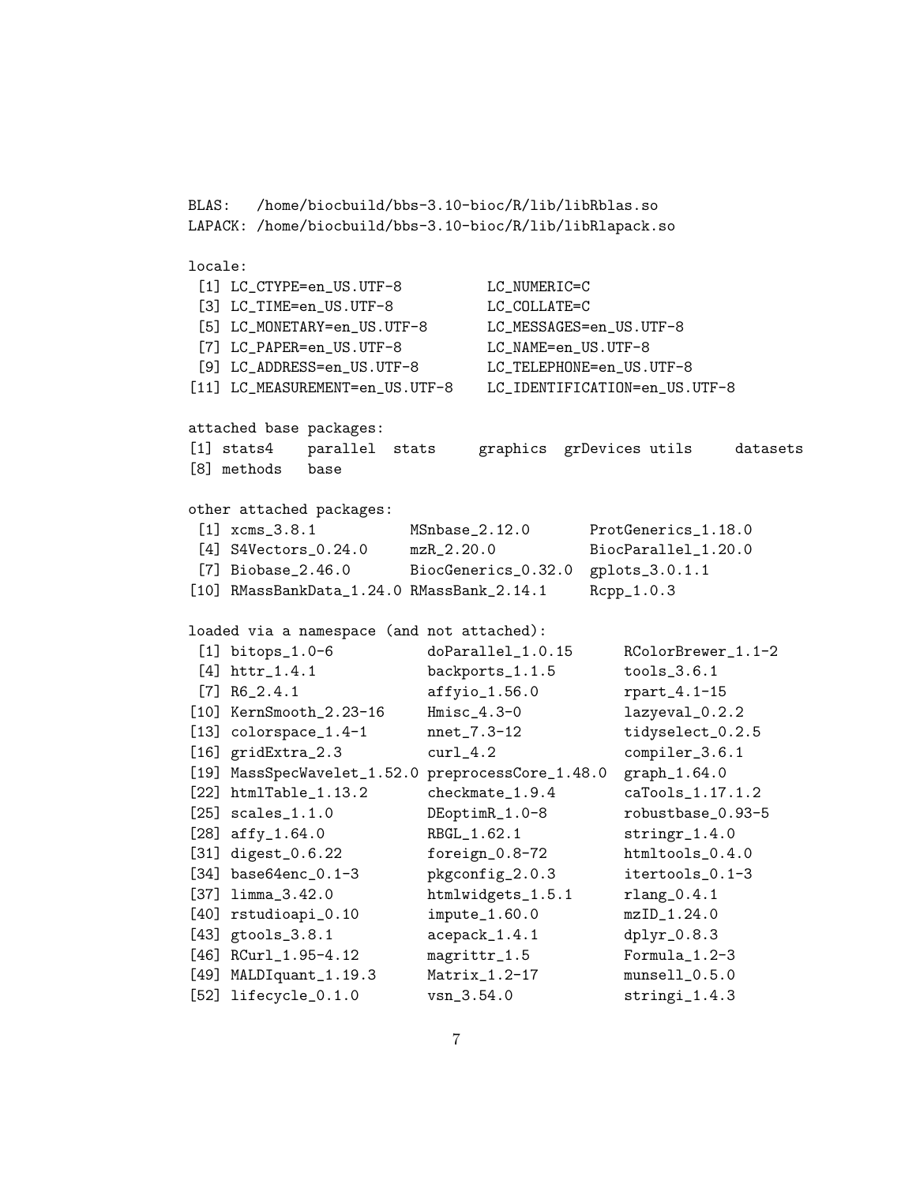```
BLAS:   /home/biocbuild/bbs-3.10-bioc/R/lib/libRblas.so
LAPACK: /home/biocbuild/bbs-3.10-bioc/R/lib/libRlapack.so

locale:
 [1] LC_CTYPE=en_US.UTF-8          LC_NUMERIC=C
 [3] LC_TIME=en_US.UTF-8           LC_COLLATE=C
 [5] LC_MONETARY=en_US.UTF-8       LC_MESSAGES=en_US.UTF-8
 [7] LC_PAPER=en_US.UTF-8          LC_NAME=en_US.UTF-8
 [9] LC_ADDRESS=en_US.UTF-8        LC_TELEPHONE=en_US.UTF-8
[11] LC_MEASUREMENT=en_US.UTF-8    LC_IDENTIFICATION=en_US.UTF-8

attached base packages:
[1] stats4    parallel  stats     graphics  grDevices utils     datasets
[8] methods   base

other attached packages:
 [1] xcms_3.8.1           MSnbase_2.12.0       ProtGenerics_1.18.0
 [4] S4Vectors_0.24.0     mzR_2.20.0           BiocParallel_1.20.0
 [7] Biobase_2.46.0       BiocGenerics_0.32.0  gplots_3.0.1.1
[10] RMassBankData_1.24.0 RMassBank_2.14.1     Rcpp_1.0.3

loaded via a namespace (and not attached):
 [1] bitops_1.0-6           doParallel_1.0.15      RColorBrewer_1.1-2
 [4] httr_1.4.1             backports_1.1.5        tools_3.6.1
 [7] R6_2.4.1               affyio_1.56.0          rpart_4.1-15
[10] KernSmooth_2.23-16     Hmisc_4.3-0            lazyeval_0.2.2
[13] colorspace_1.4-1       nnet_7.3-12            tidyselect_0.2.5
[16] gridExtra_2.3          curl_4.2               compiler_3.6.1
[19] MassSpecWavelet_1.52.0 preprocessCore_1.48.0  graph_1.64.0
[22] htmlTable_1.13.2       checkmate_1.9.4        caTools_1.17.1.2
[25] scales_1.1.0           DEoptimR_1.0-8         robustbase_0.93-5
[28] affy_1.64.0            RBGL_1.62.1            stringr_1.4.0
[31] digest_0.6.22          foreign_0.8-72         htmltools_0.4.0
[34] base64enc_0.1-3        pkgconfig_2.0.3        itertools_0.1-3
[37] limma_3.42.0           htmlwidgets_1.5.1      rlang_0.4.1
[40] rstudioapi_0.10        impute_1.60.0          mzID_1.24.0
[43] gtools_3.8.1           acepack_1.4.1          dplyr_0.8.3
[46] RCurl_1.95-4.12        magrittr_1.5           Formula_1.2-3
[49] MALDIquant_1.19.3      Matrix_1.2-17          munsell_0.5.0
[52] lifecycle_0.1.0        vsn_3.54.0             stringi_1.4.3
```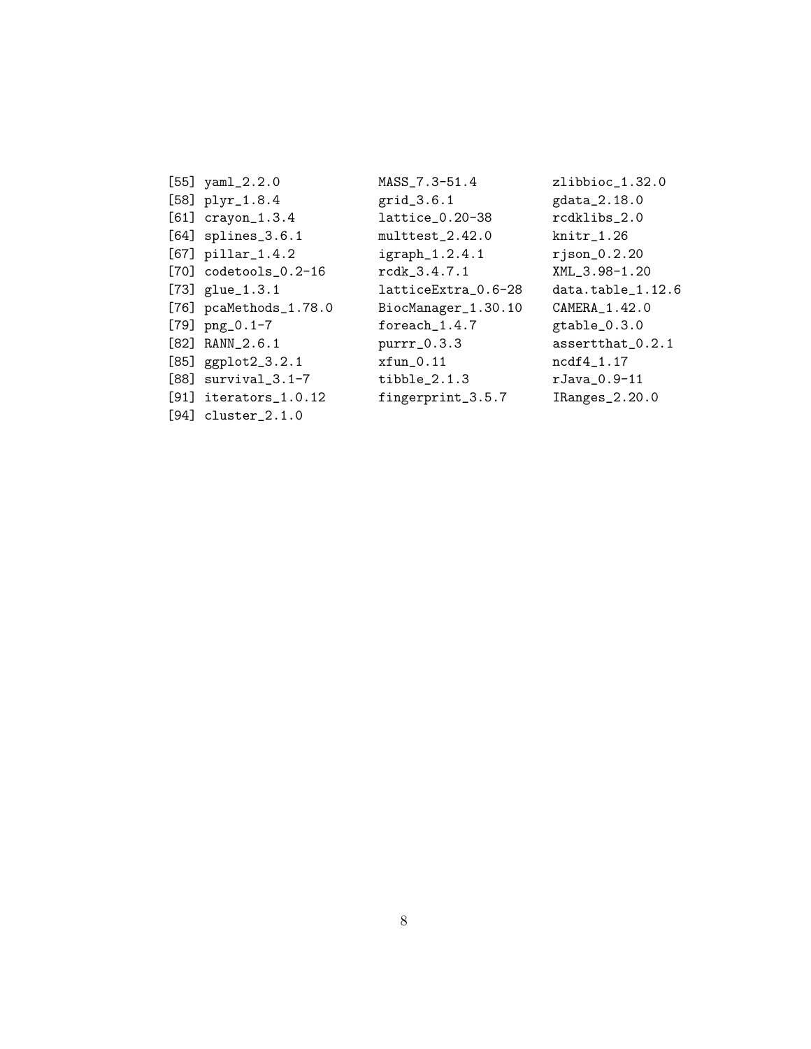```
[55] yaml_2.2.0           MASS_7.3-51.4        zlibbioc_1.32.0
[58] plyr_1.8.4           grid_3.6.1           gdata_2.18.0
[61] crayon_1.3.4         lattice_0.20-38      rcdklibs_2.0
[64] splines_3.6.1        multtest_2.42.0      knitr_1.26
[67] pillar_1.4.2         igraph_1.2.4.1       rjson_0.2.20
[70] codetools_0.2-16     rcdk_3.4.7.1         XML_3.98-1.20
[73] glue_1.3.1           latticeExtra_0.6-28  data.table_1.12.6
[76] pcaMethods_1.78.0    BiocManager_1.30.10  CAMERA_1.42.0
[79] png_0.1-7            foreach_1.4.7        gtable_0.3.0
[82] RANN_2.6.1           purrr_0.3.3          assertthat_0.2.1
[85] ggplot2_3.2.1        xfun_0.11            ncdf4_1.17
[88] survival_3.1-7       tibble_2.1.3         rJava_0.9-11
[91] iterators_1.0.12     fingerprint_3.5.7    IRanges_2.20.0
[94] cluster_2.1.0
```